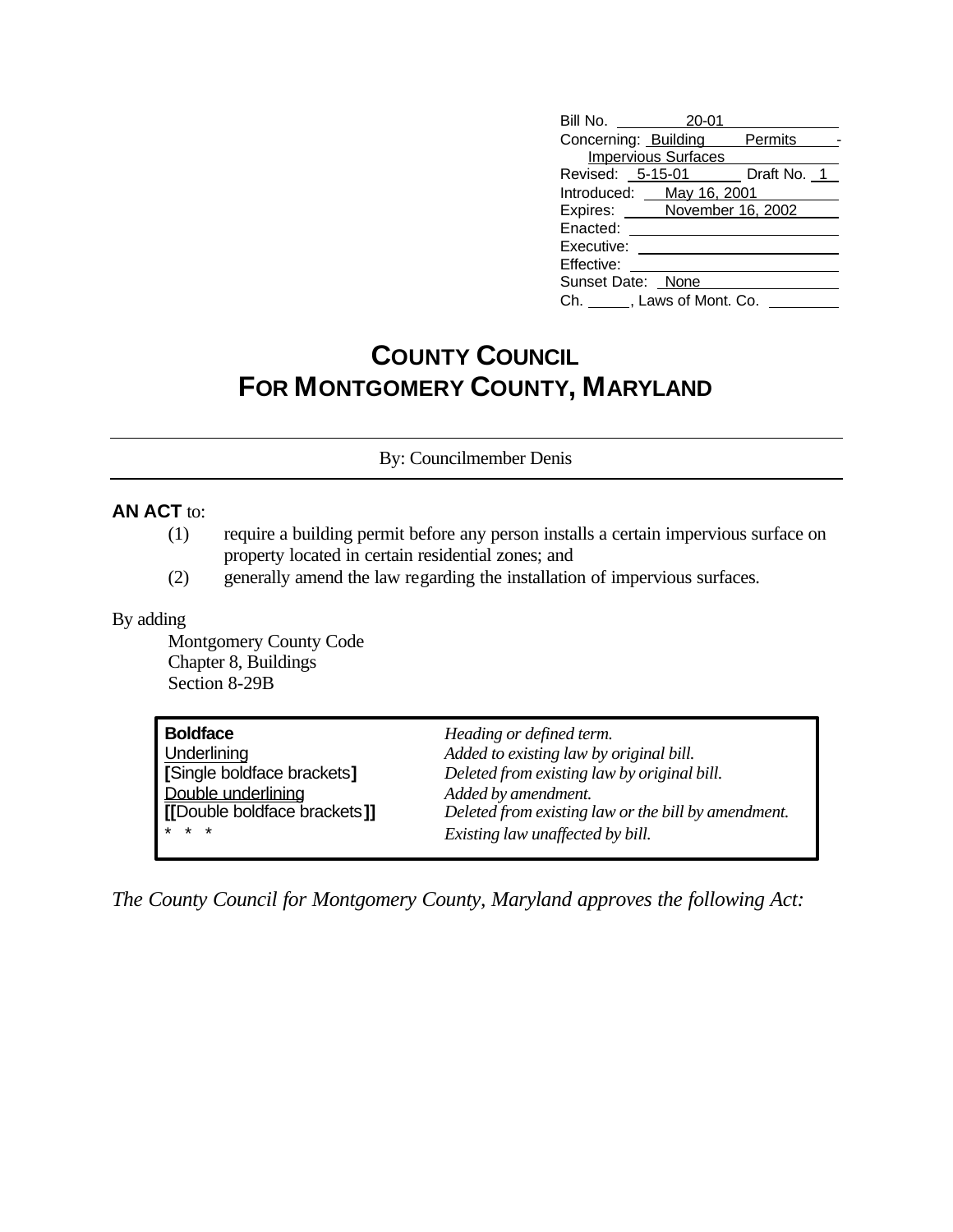Bill No. 20-01
Concerning: Building Permits - Impervious Surfaces
Revised: 5-15-01 Draft No. 1
Introduced: May 16, 2001
Expires: November 16, 2002
Enacted:
Executive:
Effective:
Sunset Date: None
Ch. ____, Laws of Mont. Co. ____

# COUNTY COUNCIL FOR MONTGOMERY COUNTY, MARYLAND

By: Councilmember Denis

**AN ACT** to:

(1) require a building permit before any person installs a certain impervious surface on property located in certain residential zones; and

(2) generally amend the law regarding the installation of impervious surfaces.

By adding

Montgomery County Code
Chapter 8, Buildings
Section 8-29B

| | |
|---|---|
| **Boldface** | *Heading or defined term.* |
| Underlining | *Added to existing law by original bill.* |
| **[**Single boldface brackets**]** | *Deleted from existing law by original bill.* |
| Double underlining | *Added by amendment.* |
| **[[**Double boldface brackets**]]** | *Deleted from existing law or the bill by amendment.* |
| * * * | *Existing law unaffected by bill.* |

*The County Council for Montgomery County, Maryland approves the following Act:*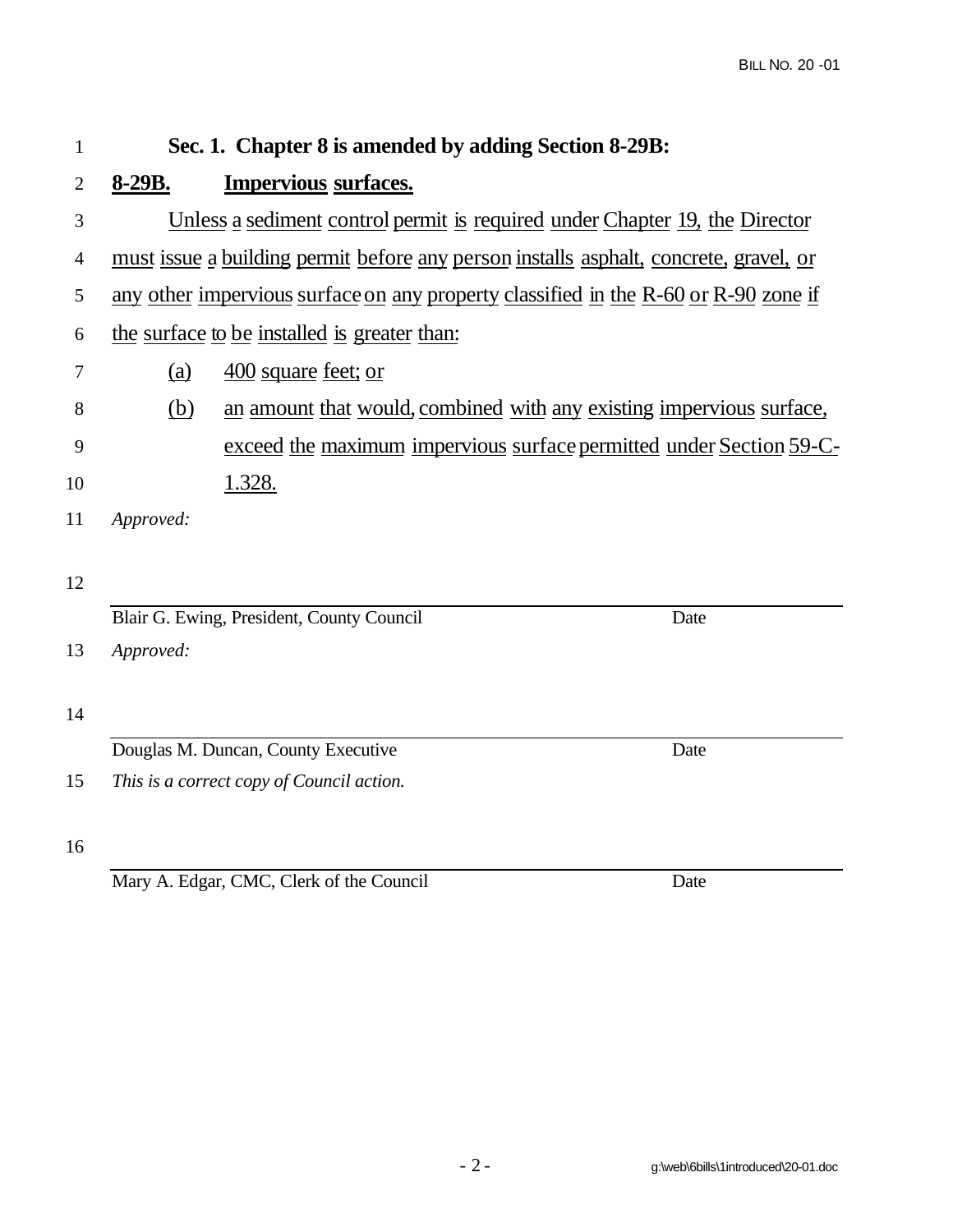**Sec. 1. Chapter 8 is amended by adding Section 8-29B:**

**8-29B. Impervious surfaces.**

Unless a sediment control permit is required under Chapter 19, the Director must issue a building permit before any person installs asphalt, concrete, gravel, or any other impervious surface on any property classified in the R-60 or R-90 zone if the surface to be installed is greater than:

(a) 400 square feet; or

(b) an amount that would, combined with any existing impervious surface, exceed the maximum impervious surface permitted under Section 59-C-1.328.

*Approved:*

Blair G. Ewing, President, County Council — Date

*Approved:*

Douglas M. Duncan, County Executive — Date

*This is a correct copy of Council action.*

Mary A. Edgar, CMC, Clerk of the Council — Date